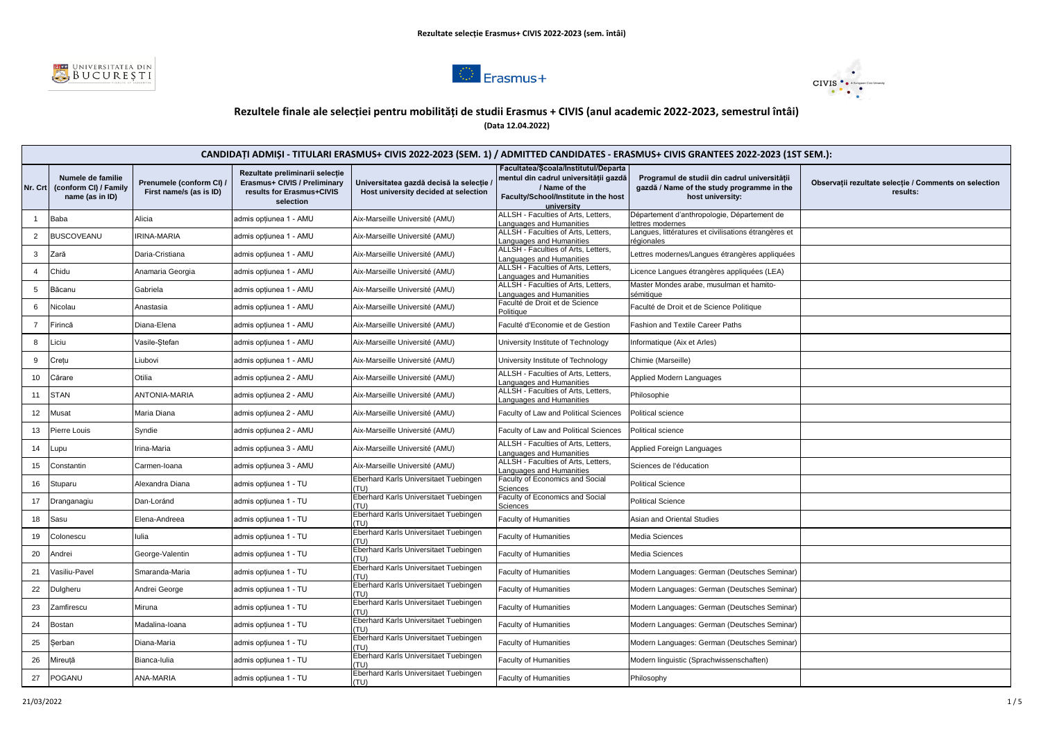Rezultate selecție Erasmus+ CIVIS 2022-2023 (sem. întâi)

# Rezultele finale ale selecției pentru mobilități de studii Erasmus + CIVIS (anul academic 2022-2023, semestrul întâi)

**(Data 12.04.2022)**

| CANDIDAȚI ADMIȘI - TITULARI ERASMUS+ CIVIS 2022-2023 (SEM. 1) / ADMITTED CANDIDATES - ERASMUS+ CIVIS GRANTEES 2022-2023 (1ST SEM.): | | | | | | | |
|---|---|---|---|---|---|---|---|
| Nr. Crt | Numele de familie (conform CI) / Family name (as in ID) | Prenumele (conform CI) / First name/s (as is ID) | Rezultate preliminarii selecție Erasmus+ CIVIS / Preliminary results for Erasmus+CIVIS selection | Universitatea gazdă decisă la selecție / Host university decided at selection | Facultatea/Școala/Institutul/Departamentul din cadrul universității gazdă / Name of the Faculty/School/Institute in the host university | Programul de studii din cadrul universității gazdă / Name of the study programme in the host university: | Observații rezultate selecție / Comments on selection results: |
| 1 | Baba | Alicia | admis opțiunea 1 - AMU | Aix-Marseille Université (AMU) | ALLSH - Faculties of Arts, Letters, Languages and Humanities | Département d'anthropologie, Département de lettres modernes | |
| 2 | BUSCOVEANU | IRINA-MARIA | admis opțiunea 1 - AMU | Aix-Marseille Université (AMU) | ALLSH - Faculties of Arts, Letters, Languages and Humanities | Langues, littératures et civilisations étrangères et régionales | |
| 3 | Zară | Daria-Cristiana | admis opțiunea 1 - AMU | Aix-Marseille Université (AMU) | ALLSH - Faculties of Arts, Letters, Languages and Humanities | Lettres modernes/Langues étrangères appliquées | |
| 4 | Chidu | Anamaria Georgia | admis opțiunea 1 - AMU | Aix-Marseille Université (AMU) | ALLSH - Faculties of Arts, Letters, Languages and Humanities | Licence Langues étrangères appliquées (LEA) | |
| 5 | Băcanu | Gabriela | admis opțiunea 1 - AMU | Aix-Marseille Université (AMU) | ALLSH - Faculties of Arts, Letters, Languages and Humanities | Master Mondes arabe, musulman et hamito-sémitique | |
| 6 | Nicolau | Anastasia | admis opțiunea 1 - AMU | Aix-Marseille Université (AMU) | Faculté de Droit et de Science Politique | Faculté de Droit et de Science Politique | |
| 7 | Firincă | Diana-Elena | admis opțiunea 1 - AMU | Aix-Marseille Université (AMU) | Faculté d'Economie et de Gestion | Fashion and Textile Career Paths | |
| 8 | Liciu | Vasile-Ștefan | admis opțiunea 1 - AMU | Aix-Marseille Université (AMU) | University Institute of Technology | Informatique (Aix et Arles) | |
| 9 | Crețu | Liubovi | admis opțiunea 1 - AMU | Aix-Marseille Université (AMU) | University Institute of Technology | Chimie (Marseille) | |
| 10 | Cărare | Otilia | admis opțiunea 2 - AMU | Aix-Marseille Université (AMU) | ALLSH - Faculties of Arts, Letters, Languages and Humanities | Applied Modern Languages | |
| 11 | STAN | ANTONIA-MARIA | admis opțiunea 2 - AMU | Aix-Marseille Université (AMU) | ALLSH - Faculties of Arts, Letters, Languages and Humanities | Philosophie | |
| 12 | Musat | Maria Diana | admis opțiunea 2 - AMU | Aix-Marseille Université (AMU) | Faculty of Law and Political Sciences | Political science | |
| 13 | Pierre Louis | Syndie | admis opțiunea 2 - AMU | Aix-Marseille Université (AMU) | Faculty of Law and Political Sciences | Political science | |
| 14 | Lupu | Irina-Maria | admis opțiunea 3 - AMU | Aix-Marseille Université (AMU) | ALLSH - Faculties of Arts, Letters, Languages and Humanities | Applied Foreign Languages | |
| 15 | Constantin | Carmen-Ioana | admis opțiunea 3 - AMU | Aix-Marseille Université (AMU) | ALLSH - Faculties of Arts, Letters, Languages and Humanities | Sciences de l'éducation | |
| 16 | Stuparu | Alexandra Diana | admis opțiunea 1 - TU | Eberhard Karls Universitaet Tuebingen (TU) | Faculty of Economics and Social Sciences | Political Science | |
| 17 | Dranganagiu | Dan-Loránd | admis opțiunea 1 - TU | Eberhard Karls Universitaet Tuebingen (TU) | Faculty of Economics and Social Sciences | Political Science | |
| 18 | Sasu | Elena-Andreea | admis opțiunea 1 - TU | Eberhard Karls Universitaet Tuebingen (TU) | Faculty of Humanities | Asian and Oriental Studies | |
| 19 | Colonescu | Iulia | admis opțiunea 1 - TU | Eberhard Karls Universitaet Tuebingen (TU) | Faculty of Humanities | Media Sciences | |
| 20 | Andrei | George-Valentin | admis opțiunea 1 - TU | Eberhard Karls Universitaet Tuebingen (TU) | Faculty of Humanities | Media Sciences | |
| 21 | Vasiliu-Pavel | Smaranda-Maria | admis opțiunea 1 - TU | Eberhard Karls Universitaet Tuebingen (TU) | Faculty of Humanities | Modern Languages: German (Deutsches Seminar) | |
| 22 | Dulgheru | Andrei George | admis opțiunea 1 - TU | Eberhard Karls Universitaet Tuebingen (TU) | Faculty of Humanities | Modern Languages: German (Deutsches Seminar) | |
| 23 | Zamfirescu | Miruna | admis opțiunea 1 - TU | Eberhard Karls Universitaet Tuebingen (TU) | Faculty of Humanities | Modern Languages: German (Deutsches Seminar) | |
| 24 | Bostan | Madalina-Ioana | admis opțiunea 1 - TU | Eberhard Karls Universitaet Tuebingen (TU) | Faculty of Humanities | Modern Languages: German (Deutsches Seminar) | |
| 25 | Șerban | Diana-Maria | admis opțiunea 1 - TU | Eberhard Karls Universitaet Tuebingen (TU) | Faculty of Humanities | Modern Languages: German (Deutsches Seminar) | |
| 26 | Mireuță | Bianca-Iulia | admis opțiunea 1 - TU | Eberhard Karls Universitaet Tuebingen (TU) | Faculty of Humanities | Modern linguistic (Sprachwissenschaften) | |
| 27 | POGANU | ANA-MARIA | admis opțiunea 1 - TU | Eberhard Karls Universitaet Tuebingen (TU) | Faculty of Humanities | Philosophy | |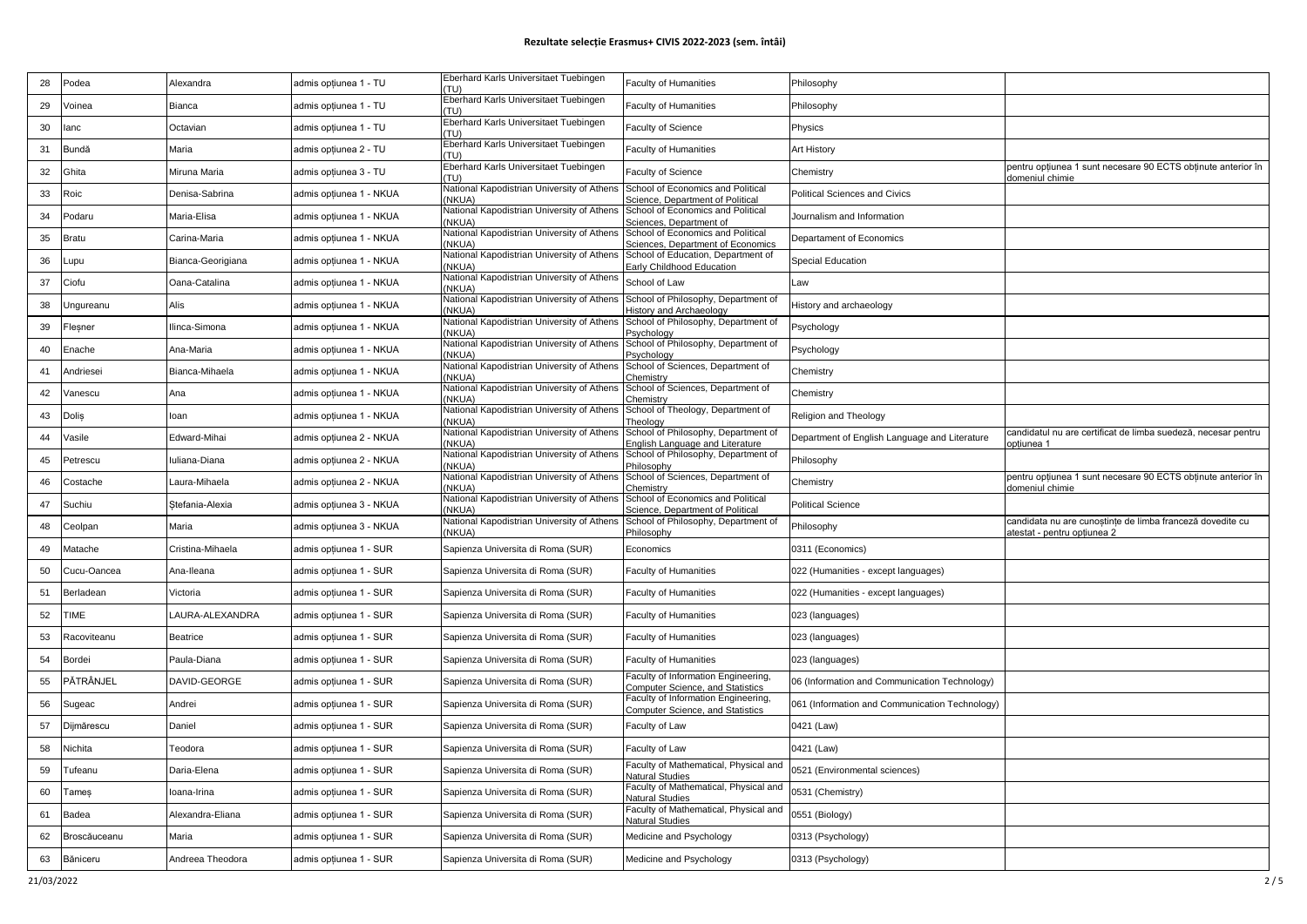# Rezultate selecție Erasmus+ CIVIS 2022-2023 (sem. întâi)

| | | | | | | | |
|---|---|---|---|---|---|---|---|
| 28 | Podea | Alexandra | admis opțiunea 1 - TU | Eberhard Karls Universitaet Tuebingen (TU) | Faculty of Humanities | Philosophy | |
| 29 | Voinea | Bianca | admis opțiunea 1 - TU | Eberhard Karls Universitaet Tuebingen (TU) | Faculty of Humanities | Philosophy | |
| 30 | Ianc | Octavian | admis opțiunea 1 - TU | Eberhard Karls Universitaet Tuebingen (TU) | Faculty of Science | Physics | |
| 31 | Bundă | Maria | admis opțiunea 2 - TU | Eberhard Karls Universitaet Tuebingen (TU) | Faculty of Humanities | Art History | |
| 32 | Ghita | Miruna Maria | admis opțiunea 3 - TU | Eberhard Karls Universitaet Tuebingen (TU) | Faculty of Science | Chemistry | pentru opțiunea 1 sunt necesare 90 ECTS obținute anterior în domeniul chimie |
| 33 | Roic | Denisa-Sabrina | admis opțiunea 1 - NKUA | National Kapodistrian University of Athens (NKUA) | School of Economics and Political Science, Department of Political | Political Sciences and Civics | |
| 34 | Podaru | Maria-Elisa | admis opțiunea 1 - NKUA | National Kapodistrian University of Athens (NKUA) | School of Economics and Political Sciences, Department of | Journalism and Information | |
| 35 | Bratu | Carina-Maria | admis opțiunea 1 - NKUA | National Kapodistrian University of Athens (NKUA) | School of Economics and Political Sciences, Department of Economics | Departament of Economics | |
| 36 | Lupu | Bianca-Georigiana | admis opțiunea 1 - NKUA | National Kapodistrian University of Athens (NKUA) | School of Education, Department of Early Childhood Education | Special Education | |
| 37 | Ciofu | Oana-Catalina | admis opțiunea 1 - NKUA | National Kapodistrian University of Athens (NKUA) | School of Law | Law | |
| 38 | Ungureanu | Alis | admis opțiunea 1 - NKUA | National Kapodistrian University of Athens (NKUA) | School of Philosophy, Department of History and Archaeology | History and archaeology | |
| 39 | Fleșner | Ilinca-Simona | admis opțiunea 1 - NKUA | National Kapodistrian University of Athens (NKUA) | School of Philosophy, Department of Psychology | Psychology | |
| 40 | Enache | Ana-Maria | admis opțiunea 1 - NKUA | National Kapodistrian University of Athens (NKUA) | School of Philosophy, Department of Psychology | Psychology | |
| 41 | Andriesei | Bianca-Mihaela | admis opțiunea 1 - NKUA | National Kapodistrian University of Athens (NKUA) | School of Sciences, Department of Chemistry | Chemistry | |
| 42 | Vanescu | Ana | admis opțiunea 1 - NKUA | National Kapodistrian University of Athens (NKUA) | School of Sciences, Department of Chemistry | Chemistry | |
| 43 | Doliș | Ioan | admis opțiunea 1 - NKUA | National Kapodistrian University of Athens (NKUA) | School of Theology, Department of Theology | Religion and Theology | |
| 44 | Vasile | Edward-Mihai | admis opțiunea 2 - NKUA | National Kapodistrian University of Athens (NKUA) | School of Philosophy, Department of English Language and Literature | Department of English Language and Literature | candidatul nu are certificat de limba suedeză, necesar pentru opțiunea 1 |
| 45 | Petrescu | Iuliana-Diana | admis opțiunea 2 - NKUA | National Kapodistrian University of Athens (NKUA) | School of Philosophy, Department of Philosophy | Philosophy | |
| 46 | Costache | Laura-Mihaela | admis opțiunea 2 - NKUA | National Kapodistrian University of Athens (NKUA) | School of Sciences, Department of Chemistry | Chemistry | pentru opțiunea 1 sunt necesare 90 ECTS obținute anterior în domeniul chimie |
| 47 | Suchiu | Ștefania-Alexia | admis opțiunea 3 - NKUA | National Kapodistrian University of Athens (NKUA) | School of Economics and Political Science, Department of Political | Political Science | |
| 48 | Ceolpan | Maria | admis opțiunea 3 - NKUA | National Kapodistrian University of Athens (NKUA) | School of Philosophy, Department of Philosophy | Philosophy | candidata nu are cunoștințe de limba franceză dovedite cu atestat - pentru opțiunea 2 |
| 49 | Matache | Cristina-Mihaela | admis opțiunea 1 - SUR | Sapienza Universita di Roma (SUR) | Economics | 0311 (Economics) | |
| 50 | Cucu-Oancea | Ana-Ileana | admis opțiunea 1 - SUR | Sapienza Universita di Roma (SUR) | Faculty of Humanities | 022 (Humanities - except languages) | |
| 51 | Berladean | Victoria | admis opțiunea 1 - SUR | Sapienza Universita di Roma (SUR) | Faculty of Humanities | 022 (Humanities - except languages) | |
| 52 | TIME | LAURA-ALEXANDRA | admis opțiunea 1 - SUR | Sapienza Universita di Roma (SUR) | Faculty of Humanities | 023 (languages) | |
| 53 | Racoviteanu | Beatrice | admis opțiunea 1 - SUR | Sapienza Universita di Roma (SUR) | Faculty of Humanities | 023 (languages) | |
| 54 | Bordei | Paula-Diana | admis opțiunea 1 - SUR | Sapienza Universita di Roma (SUR) | Faculty of Humanities | 023 (languages) | |
| 55 | PĂTRÂNJEL | DAVID-GEORGE | admis opțiunea 1 - SUR | Sapienza Universita di Roma (SUR) | Faculty of Information Engineering, Computer Science, and Statistics | 06 (Information and Communication Technology) | |
| 56 | Sugeac | Andrei | admis opțiunea 1 - SUR | Sapienza Universita di Roma (SUR) | Faculty of Information Engineering, Computer Science, and Statistics | 061 (Information and Communication Technology) | |
| 57 | Dijmărescu | Daniel | admis opțiunea 1 - SUR | Sapienza Universita di Roma (SUR) | Faculty of Law | 0421 (Law) | |
| 58 | Nichita | Teodora | admis opțiunea 1 - SUR | Sapienza Universita di Roma (SUR) | Faculty of Law | 0421 (Law) | |
| 59 | Tufeanu | Daria-Elena | admis opțiunea 1 - SUR | Sapienza Universita di Roma (SUR) | Faculty of Mathematical, Physical and Natural Studies | 0521 (Environmental sciences) | |
| 60 | Tameș | Ioana-Irina | admis opțiunea 1 - SUR | Sapienza Universita di Roma (SUR) | Faculty of Mathematical, Physical and Natural Studies | 0531 (Chemistry) | |
| 61 | Badea | Alexandra-Eliana | admis opțiunea 1 - SUR | Sapienza Universita di Roma (SUR) | Faculty of Mathematical, Physical and Natural Studies | 0551 (Biology) | |
| 62 | Broscăuceanu | Maria | admis opțiunea 1 - SUR | Sapienza Universita di Roma (SUR) | Medicine and Psychology | 0313 (Psychology) | |
| 63 | Băniceru | Andreea Theodora | admis opțiunea 1 - SUR | Sapienza Universita di Roma (SUR) | Medicine and Psychology | 0313 (Psychology) | |

21/03/2022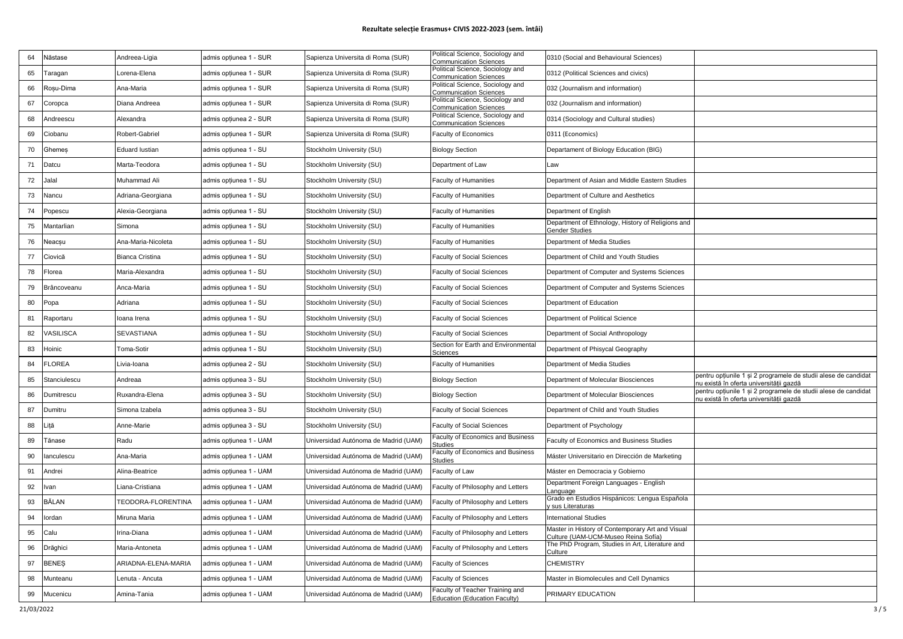# Rezultate selecție Erasmus+ CIVIS 2022-2023 (sem. întâi)

| | | | | | | | |
|---|---|---|---|---|---|---|---|
| 64 | Năstase | Andreea-Ligia | admis opțiunea 1 - SUR | Sapienza Universita di Roma (SUR) | Political Science, Sociology and Communication Sciences | 0310 (Social and Behavioural Sciences) | |
| 65 | Taragan | Lorena-Elena | admis opțiunea 1 - SUR | Sapienza Universita di Roma (SUR) | Political Science, Sociology and Communication Sciences | 0312 (Political Sciences and civics) | |
| 66 | Roșu-Dima | Ana-Maria | admis opțiunea 1 - SUR | Sapienza Universita di Roma (SUR) | Political Science, Sociology and Communication Sciences | 032 (Journalism and information) | |
| 67 | Coropca | Diana Andreea | admis opțiunea 1 - SUR | Sapienza Universita di Roma (SUR) | Political Science, Sociology and Communication Sciences | 032 (Journalism and information) | |
| 68 | Andreescu | Alexandra | admis opțiunea 2 - SUR | Sapienza Universita di Roma (SUR) | Political Science, Sociology and Communication Sciences | 0314 (Sociology and Cultural studies) | |
| 69 | Ciobanu | Robert-Gabriel | admis opțiunea 1 - SUR | Sapienza Universita di Roma (SUR) | Faculty of Economics | 0311 (Economics) | |
| 70 | Ghemeș | Eduard Iustian | admis opțiunea 1 - SU | Stockholm University (SU) | Biology Section | Departament of Biology Education (BIG) | |
| 71 | Datcu | Marta-Teodora | admis opțiunea 1 - SU | Stockholm University (SU) | Department of Law | Law | |
| 72 | Jalal | Muhammad Ali | admis opțiunea 1 - SU | Stockholm University (SU) | Faculty of Humanities | Department of Asian and Middle Eastern Studies | |
| 73 | Nancu | Adriana-Georgiana | admis opțiunea 1 - SU | Stockholm University (SU) | Faculty of Humanities | Department of Culture and Aesthetics | |
| 74 | Popescu | Alexia-Georgiana | admis opțiunea 1 - SU | Stockholm University (SU) | Faculty of Humanities | Department of English | |
| 75 | Mantarlian | Simona | admis opțiunea 1 - SU | Stockholm University (SU) | Faculty of Humanities | Department of Ethnology, History of Religions and Gender Studies | |
| 76 | Neacșu | Ana-Maria-Nicoleta | admis opțiunea 1 - SU | Stockholm University (SU) | Faculty of Humanities | Department of Media Studies | |
| 77 | Ciovică | Bianca Cristina | admis opțiunea 1 - SU | Stockholm University (SU) | Faculty of Social Sciences | Department of Child and Youth Studies | |
| 78 | Florea | Maria-Alexandra | admis opțiunea 1 - SU | Stockholm University (SU) | Faculty of Social Sciences | Department of Computer and Systems Sciences | |
| 79 | Brâncoveanu | Anca-Maria | admis opțiunea 1 - SU | Stockholm University (SU) | Faculty of Social Sciences | Department of Computer and Systems Sciences | |
| 80 | Popa | Adriana | admis opțiunea 1 - SU | Stockholm University (SU) | Faculty of Social Sciences | Department of Education | |
| 81 | Raportaru | Ioana Irena | admis opțiunea 1 - SU | Stockholm University (SU) | Faculty of Social Sciences | Department of Political Science | |
| 82 | VASILISCA | SEVASTIANA | admis opțiunea 1 - SU | Stockholm University (SU) | Faculty of Social Sciences | Department of Social Anthropology | |
| 83 | Hoinic | Toma-Sotir | admis opțiunea 1 - SU | Stockholm University (SU) | Section for Earth and Environmental Sciences | Department of Phisycal Geography | |
| 84 | FLOREA | Livia-Ioana | admis opțiunea 2 - SU | Stockholm University (SU) | Faculty of Humanities | Department of Media Studies | |
| 85 | Stanciulescu | Andreaa | admis opțiunea 3 - SU | Stockholm University (SU) | Biology Section | Department of Molecular Biosciences | pentru opțiunile 1 și 2 programele de studii alese de candidat nu există în oferta universității gazdă |
| 86 | Dumitrescu | Ruxandra-Elena | admis opțiunea 3 - SU | Stockholm University (SU) | Biology Section | Department of Molecular Biosciences | pentru opțiunile 1 și 2 programele de studii alese de candidat nu există în oferta universității gazdă |
| 87 | Dumitru | Simona Izabela | admis opțiunea 3 - SU | Stockholm University (SU) | Faculty of Social Sciences | Department of Child and Youth Studies | |
| 88 | Liță | Anne-Marie | admis opțiunea 3 - SU | Stockholm University (SU) | Faculty of Social Sciences | Department of Psychology | |
| 89 | Tănase | Radu | admis opțiunea 1 - UAM | Universidad Autónoma de Madrid (UAM) | Faculty of Economics and Business Studies | Faculty of Economics and Business Studies | |
| 90 | Ianculescu | Ana-Maria | admis opțiunea 1 - UAM | Universidad Autónoma de Madrid (UAM) | Faculty of Economics and Business Studies | Máster Universitario en Dirección de Marketing | |
| 91 | Andrei | Alina-Beatrice | admis opțiunea 1 - UAM | Universidad Autónoma de Madrid (UAM) | Faculty of Law | Máster en Democracia y Gobierno | |
| 92 | Ivan | Liana-Cristiana | admis opțiunea 1 - UAM | Universidad Autónoma de Madrid (UAM) | Faculty of Philosophy and Letters | Department Foreign Languages - English Language | |
| 93 | BĂLAN | TEODORA-FLORENTINA | admis opțiunea 1 - UAM | Universidad Autónoma de Madrid (UAM) | Faculty of Philosophy and Letters | Grado en Estudios Hispánicos: Lengua Española y sus Literaturas | |
| 94 | Iordan | Miruna Maria | admis opțiunea 1 - UAM | Universidad Autónoma de Madrid (UAM) | Faculty of Philosophy and Letters | International Studies | |
| 95 | Calu | Irina-Diana | admis opțiunea 1 - UAM | Universidad Autónoma de Madrid (UAM) | Faculty of Philosophy and Letters | Master in History of Contemporary Art and Visual Culture (UAM-UCM-Museo Reina Sofía) | |
| 96 | Drăghici | Maria-Antoneta | admis opțiunea 1 - UAM | Universidad Autónoma de Madrid (UAM) | Faculty of Philosophy and Letters | The PhD Program, Studies in Art, Literature and Culture | |
| 97 | BENEȘ | ARIADNA-ELENA-MARIA | admis opțiunea 1 - UAM | Universidad Autónoma de Madrid (UAM) | Faculty of Sciences | CHEMISTRY | |
| 98 | Munteanu | Lenuta - Ancuta | admis opțiunea 1 - UAM | Universidad Autónoma de Madrid (UAM) | Faculty of Sciences | Master in Biomolecules and Cell Dynamics | |
| 99 | Mucenicu | Amina-Tania | admis opțiunea 1 - UAM | Universidad Autónoma de Madrid (UAM) | Faculty of Teacher Training and Education (Education Faculty) | PRIMARY EDUCATION | |

21/03/2022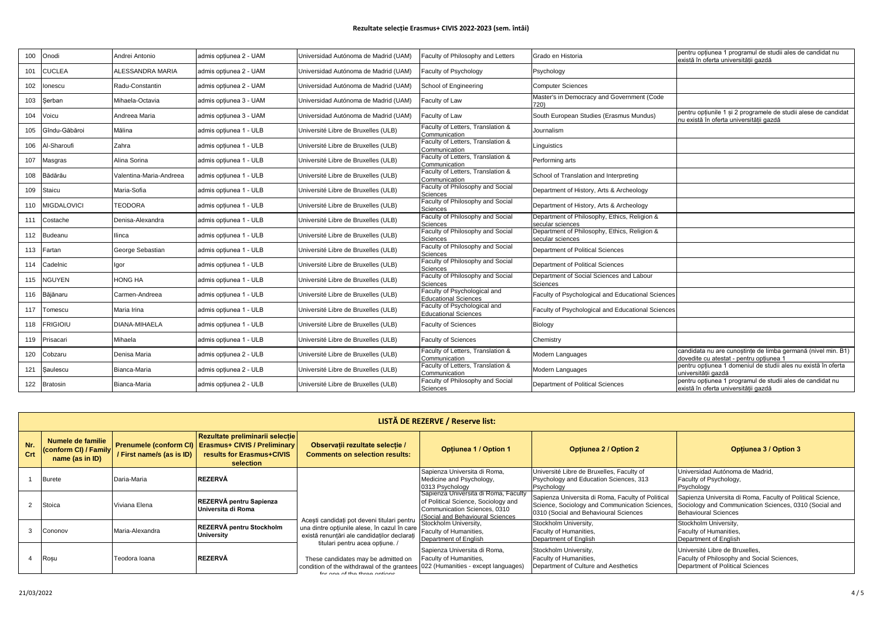## Rezultate selecție Erasmus+ CIVIS 2022-2023 (sem. întâi)

| | | | | | | | |
|---|---|---|---|---|---|---|---|
| 100 | Onodi | Andrei Antonio | admis opțiunea 2 - UAM | Universidad Autónoma de Madrid (UAM) | Faculty of Philosophy and Letters | Grado en Historia | pentru opțiunea 1 programul de studii ales de candidat nu există în oferta universității gazdă |
| 101 | CUCLEA | ALESSANDRA MARIA | admis opțiunea 2 - UAM | Universidad Autónoma de Madrid (UAM) | Faculty of Psychology | Psychology | |
| 102 | Ionescu | Radu-Constantin | admis opțiunea 2 - UAM | Universidad Autónoma de Madrid (UAM) | School of Engineering | Computer Sciences | |
| 103 | Șerban | Mihaela-Octavia | admis opțiunea 3 - UAM | Universidad Autónoma de Madrid (UAM) | Faculty of Law | Master's in Democracy and Government (Code 720) | |
| 104 | Voicu | Andreea Maria | admis opțiunea 3 - UAM | Universidad Autónoma de Madrid (UAM) | Faculty of Law | South European Studies (Erasmus Mundus) | pentru opțiunile 1 și 2 programele de studii alese de candidat nu există în oferta universității gazdă |
| 105 | Gîndu-Găbăroi | Mălina | admis opțiunea 1 - ULB | Université Libre de Bruxelles (ULB) | Faculty of Letters, Translation & Communication | Journalism | |
| 106 | Al-Sharoufi | Zahra | admis opțiunea 1 - ULB | Université Libre de Bruxelles (ULB) | Faculty of Letters, Translation & Communication | Linguistics | |
| 107 | Masgras | Alina Sorina | admis opțiunea 1 - ULB | Université Libre de Bruxelles (ULB) | Faculty of Letters, Translation & Communication | Performing arts | |
| 108 | Bădărău | Valentina-Maria-Andreea | admis opțiunea 1 - ULB | Université Libre de Bruxelles (ULB) | Faculty of Letters, Translation & Communication | School of Translation and Interpreting | |
| 109 | Staicu | Maria-Sofia | admis opțiunea 1 - ULB | Université Libre de Bruxelles (ULB) | Faculty of Philosophy and Social Sciences | Department of History, Arts & Archeology | |
| 110 | MIGDALOVICI | TEODORA | admis opțiunea 1 - ULB | Université Libre de Bruxelles (ULB) | Faculty of Philosophy and Social Sciences | Department of History, Arts & Archeology | |
| 111 | Costache | Denisa-Alexandra | admis opțiunea 1 - ULB | Université Libre de Bruxelles (ULB) | Faculty of Philosophy and Social Sciences | Department of Philosophy, Ethics, Religion & secular sciences | |
| 112 | Budeanu | Ilinca | admis opțiunea 1 - ULB | Université Libre de Bruxelles (ULB) | Faculty of Philosophy and Social Sciences | Department of Philosophy, Ethics, Religion & secular sciences | |
| 113 | Fartan | George Sebastian | admis opțiunea 1 - ULB | Université Libre de Bruxelles (ULB) | Faculty of Philosophy and Social Sciences | Department of Political Sciences | |
| 114 | Cadelnic | Igor | admis opțiunea 1 - ULB | Université Libre de Bruxelles (ULB) | Faculty of Philosophy and Social Sciences | Department of Political Sciences | |
| 115 | NGUYEN | HONG HA | admis opțiunea 1 - ULB | Université Libre de Bruxelles (ULB) | Faculty of Philosophy and Social Sciences | Department of Social Sciences and Labour Sciences | |
| 116 | Băjănaru | Carmen-Andreea | admis opțiunea 1 - ULB | Université Libre de Bruxelles (ULB) | Faculty of Psychological and Educational Sciences | Faculty of Psychological and Educational Sciences | |
| 117 | Tomescu | Maria Irina | admis opțiunea 1 - ULB | Université Libre de Bruxelles (ULB) | Faculty of Psychological and Educational Sciences | Faculty of Psychological and Educational Sciences | |
| 118 | FRIGIOIU | DIANA-MIHAELA | admis opțiunea 1 - ULB | Université Libre de Bruxelles (ULB) | Faculty of Sciences | Biology | |
| 119 | Prisacari | Mihaela | admis opțiunea 1 - ULB | Université Libre de Bruxelles (ULB) | Faculty of Sciences | Chemistry | |
| 120 | Cobzaru | Denisa Maria | admis opțiunea 2 - ULB | Université Libre de Bruxelles (ULB) | Faculty of Letters, Translation & Communication | Modern Languages | candidata nu are cunoștințe de limba germană (nivel min. B1) dovedite cu atestat - pentru opțiunea 1 |
| 121 | Șaulescu | Bianca-Maria | admis opțiunea 2 - ULB | Université Libre de Bruxelles (ULB) | Faculty of Letters, Translation & Communication | Modern Languages | pentru opțiunea 1 domeniul de studii ales nu există în oferta universității gazdă |
| 122 | Bratosin | Bianca-Maria | admis opțiunea 2 - ULB | Université Libre de Bruxelles (ULB) | Faculty of Philosophy and Social Sciences | Department of Political Sciences | pentru opțiunea 1 programul de studii ales de candidat nu există în oferta universității gazdă |

### LISTĂ DE REZERVE / Reserve list:

| Nr. Crt | Numele de familie (conform CI) / Family name (as in ID) | Prenumele (conform CI) / First name/s (as in ID) | Rezultate preliminarii selecție Erasmus+ CIVIS / Preliminary results for Erasmus+CIVIS selection | Observații rezultate selecție / Comments on selection results: | Opțiunea 1 / Option 1 | Opțiunea 2 / Option 2 | Opțiunea 3 / Option 3 |
|---|---|---|---|---|---|---|---|
| 1 | Burete | Daria-Maria | **REZERVĂ** | Acești candidați pot deveni titulari pentru una dintre opțiunile alese, în cazul în care există renunțări ale candidaților declarați titulari pentru acea opțiune. / These candidates may be admitted on condition of the withdrawal of the grantees for one of the three options | Sapienza Universita di Roma, Medicine and Psychology, 0313 Psychology | Université Libre de Bruxelles, Faculty of Psychology and Education Sciences, 313 Psychology | Universidad Autónoma de Madrid, Faculty of Psychology, Psychology |
| 2 | Stoica | Viviana Elena | **REZERVĂ pentru Sapienza Universita di Roma** | | Sapienza Universita di Roma, Faculty of Political Science, Sociology and Communication Sciences, 0310 (Social and Behavioural Sciences | Sapienza Universita di Roma, Faculty of Political Science, Sociology and Communication Sciences, 0310 (Social and Behavioural Sciences | Sapienza Universita di Roma, Faculty of Political Science, Sociology and Communication Sciences, 0310 (Social and Behavioural Sciences |
| 3 | Cononov | Maria-Alexandra | **REZERVĂ pentru Stockholm University** | | Stockholm University, Faculty of Humanities, Department of English | Stockholm University, Faculty of Humanities, Department of English | Stockholm University, Faculty of Humanities, Department of English |
| 4 | Roșu | Teodora Ioana | **REZERVĂ** | | Sapienza Universita di Roma, Faculty of Humanities, 022 (Humanities - except languages) | Stockholm University, Faculty of Humanities, Department of Culture and Aesthetics | Université Libre de Bruxelles, Faculty of Philosophy and Social Sciences, Department of Political Sciences |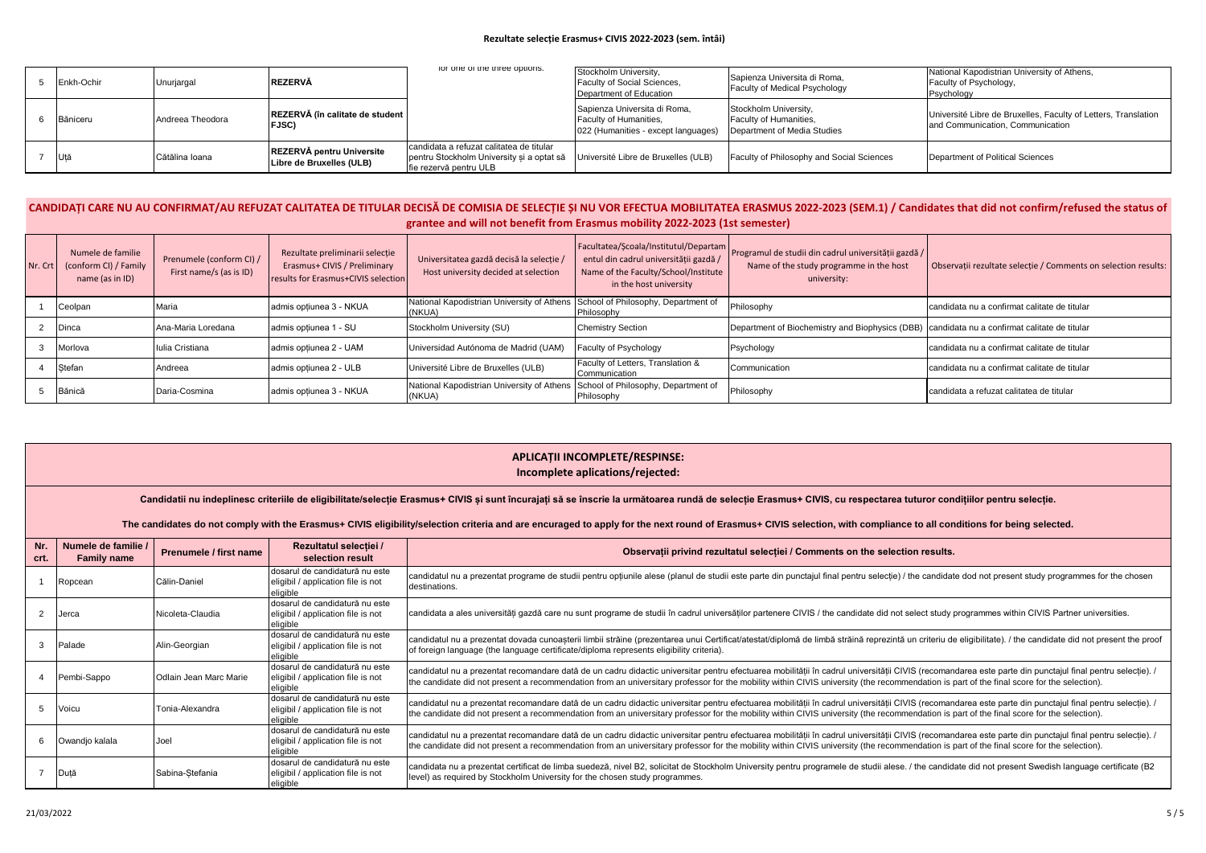## Rezultate selecție Erasmus+ CIVIS 2022-2023 (sem. întâi)

| | | | | | | | |
|---|---|---|---|---|---|---|---|
| 5 | Enkh-Ochir | Unurjargal | REZERVĂ | for one of the three options. | Stockholm University, Faculty of Social Sciences, Department of Education | Sapienza Universita di Roma, Faculty of Medical Psychology | National Kapodistrian University of Athens, Faculty of Psychology, Psychology |
| 6 | Băniceru | Andreea Theodora | REZERVĂ (în calitate de student FJSC) | | Sapienza Universita di Roma, Faculty of Humanities, 022 (Humanities - except languages) | Stockholm University, Faculty of Humanities, Department of Media Studies | Université Libre de Bruxelles, Faculty of Letters, Translation and Communication, Communication |
| 7 | Uță | Cătălina Ioana | REZERVĂ pentru Universite Libre de Bruxelles (ULB) | candidata a refuzat calitatea de titular pentru Stockholm University și a optat să fie rezervă pentru ULB | Université Libre de Bruxelles (ULB) | Faculty of Philosophy and Social Sciences | Department of Political Sciences |

## CANDIDAȚI CARE NU AU CONFIRMAT/AU REFUZAT CALITATEA DE TITULAR DECISĂ DE COMISIA DE SELECȚIE ȘI NU VOR EFECTUA MOBILITATEA ERASMUS 2022-2023 (SEM.1) / Candidates that did not confirm/refused the status of grantee and will not benefit from Erasmus mobility 2022-2023 (1st semester)

| Nr. Crt | Numele de familie (conform CI) / Family name (as in ID) | Prenumele (conform CI) / First name/s (as is ID) | Rezultate preliminarii selecție Erasmus+ CIVIS / Preliminary results for Erasmus+CIVIS selection | Universitatea gazdă decisă la selecție / Host university decided at selection | Facultatea/Școala/Institutul/Departamentul din cadrul universității gazdă / Name of the Faculty/School/Institute in the host university | Programul de studii din cadrul universității gazdă / Name of the study programme in the host university: | Observații rezultate selecție / Comments on selection results: |
|---|---|---|---|---|---|---|---|
| 1 | Ceolpan | Maria | admis opțiunea 3 - NKUA | National Kapodistrian University of Athens (NKUA) | School of Philosophy, Department of Philosophy | Philosophy | candidata nu a confirmat calitate de titular |
| 2 | Dinca | Ana-Maria Loredana | admis opțiunea 1 - SU | Stockholm University (SU) | Chemistry Section | Department of Biochemistry and Biophysics (DBB) | candidata nu a confirmat calitate de titular |
| 3 | Morlova | Iulia Cristiana | admis opțiunea 2 - UAM | Universidad Autónoma de Madrid (UAM) | Faculty of Psychology | Psychology | candidata nu a confirmat calitate de titular |
| 4 | Ștefan | Andreea | admis opțiunea 2 - ULB | Université Libre de Bruxelles (ULB) | Faculty of Letters, Translation & Communication | Communication | candidata nu a confirmat calitate de titular |
| 5 | Bănică | Daria-Cosmina | admis opțiunea 3 - NKUA | National Kapodistrian University of Athens (NKUA) | School of Philosophy, Department of Philosophy | Philosophy | candidata a refuzat calitatea de titular |

## APLICAȚII INCOMPLETE/RESPINSE:
## Incomplete aplications/rejected:

**Candidații nu îndeplinesc criteriile de eligibilitate/selecție Erasmus+ CIVIS și sunt încurajați să se înscrie la următoarea rundă de selecție Erasmus+ CIVIS, cu respectarea tuturor condițiilor pentru selecție.**

**The candidates do not comply with the Erasmus+ CIVIS eligibility/selection criteria and are encuraged to apply for the next round of Erasmus+ CIVIS selection, with compliance to all conditions for being selected.**

| Nr. crt. | Numele de familie / Family name | Prenumele / first name | Rezultatul selecției / selection result | Observații privind rezultatul selecției / Comments on the selection results. |
|---|---|---|---|---|
| 1 | Ropcean | Călin-Daniel | dosarul de candidatură nu este eligibil / application file is not eligible | candidatul nu a prezentat programe de studii pentru opțiunile alese (planul de studii este parte din punctajul final pentru selecție) / the candidate dod not present study programmes for the chosen destinations. |
| 2 | Jerca | Nicoleta-Claudia | dosarul de candidatură nu este eligibil / application file is not eligible | candidata a ales universități gazdă care nu sunt programe de studii în cadrul universăților partenere CIVIS / the candidate did not select study programmes within CIVIS Partner universities. |
| 3 | Palade | Alin-Georgian | dosarul de candidatură nu este eligibil / application file is not eligible | candidatul nu a prezentat dovada cunoașterii limbii străine (prezentarea unui Certificat/atestat/diplomă de limbă străină reprezintă un criteriu de eligibilitate). / the candidate did not present the proof of foreign language (the language certificate/diploma represents eligibility criteria). |
| 4 | Pembi-Sappo | Odlain Jean Marc Marie | dosarul de candidatură nu este eligibil / application file is not eligible | candidatul nu a prezentat recomandare dată de un cadru didactic universitar pentru efectuarea mobilității în cadrul universității CIVIS (recomandarea este parte din punctajul final pentru selecție). / the candidate did not present a recommendation from an universitary professor for the mobility within CIVIS university (the recommendation is part of the final score for the selection). |
| 5 | Voicu | Tonia-Alexandra | dosarul de candidatură nu este eligibil / application file is not eligible | candidatul nu a prezentat recomandare dată de un cadru didactic universitar pentru efectuarea mobilității în cadrul universității CIVIS (recomandarea este parte din punctajul final pentru selecție). / the candidate did not present a recommendation from an universitary professor for the mobility within CIVIS university (the recommendation is part of the final score for the selection). |
| 6 | Owandjo kalala | Joel | dosarul de candidatură nu este eligibil / application file is not eligible | candidatul nu a prezentat recomandare dată de un cadru didactic universitar pentru efectuarea mobilității în cadrul universității CIVIS (recomandarea este parte din punctajul final pentru selecție). / the candidate did not present a recommendation from an universitary professor for the mobility within CIVIS university (the recommendation is part of the final score for the selection). |
| 7 | Duță | Sabina-Ștefania | dosarul de candidatură nu este eligibil / application file is not eligible | candidata nu a prezentat certificat de limba suedeză, nivel B2, solicitat de Stockholm University pentru programele de studii alese. / the candidate did not present Swedish language certificate (B2 level) as required by Stockholm University for the chosen study programmes. |

21/03/2022